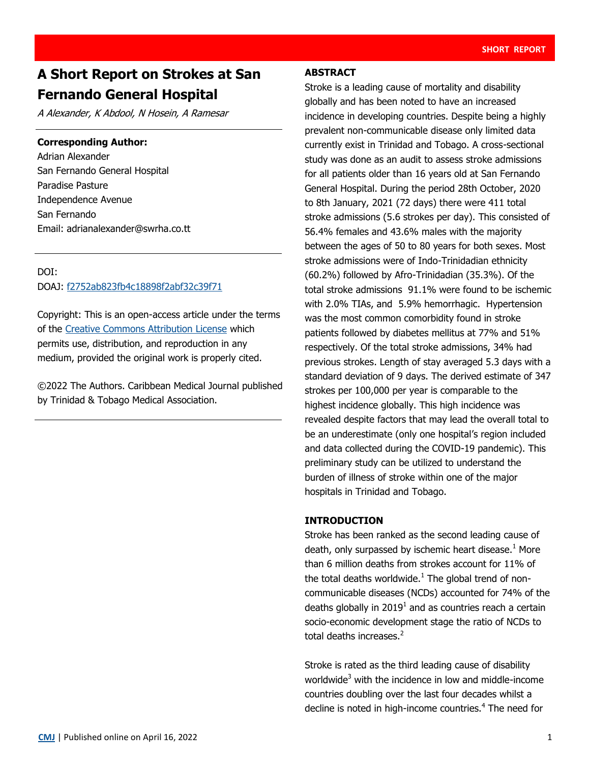SHORT REPORT

# A Short Report on Strokes at San Fernando General Hospital

*A Alexander, K Abdool, N Hosein, A Ramesar*

**Corresponding Author:**
Adrian Alexander
San Fernando General Hospital
Paradise Pasture
Independence Avenue
San Fernando
Email: adrianalexander@swrha.co.tt

DOI:
DOAJ: f2752ab823fb4c18898f2abf32c39f71

Copyright: This is an open-access article under the terms of the Creative Commons Attribution License which permits use, distribution, and reproduction in any medium, provided the original work is properly cited.

©2022 The Authors. Caribbean Medical Journal published by Trinidad & Tobago Medical Association.

## ABSTRACT

Stroke is a leading cause of mortality and disability globally and has been noted to have an increased incidence in developing countries. Despite being a highly prevalent non-communicable disease only limited data currently exist in Trinidad and Tobago. A cross-sectional study was done as an audit to assess stroke admissions for all patients older than 16 years old at San Fernando General Hospital. During the period 28th October, 2020 to 8th January, 2021 (72 days) there were 411 total stroke admissions (5.6 strokes per day). This consisted of 56.4% females and 43.6% males with the majority between the ages of 50 to 80 years for both sexes. Most stroke admissions were of Indo-Trinidadian ethnicity (60.2%) followed by Afro-Trinidadian (35.3%). Of the total stroke admissions 91.1% were found to be ischemic with 2.0% TIAs, and 5.9% hemorrhagic. Hypertension was the most common comorbidity found in stroke patients followed by diabetes mellitus at 77% and 51% respectively. Of the total stroke admissions, 34% had previous strokes. Length of stay averaged 5.3 days with a standard deviation of 9 days. The derived estimate of 347 strokes per 100,000 per year is comparable to the highest incidence globally. This high incidence was revealed despite factors that may lead the overall total to be an underestimate (only one hospital's region included and data collected during the COVID-19 pandemic). This preliminary study can be utilized to understand the burden of illness of stroke within one of the major hospitals in Trinidad and Tobago.

## INTRODUCTION

Stroke has been ranked as the second leading cause of death, only surpassed by ischemic heart disease.[1] More than 6 million deaths from strokes account for 11% of the total deaths worldwide.[1] The global trend of non-communicable diseases (NCDs) accounted for 74% of the deaths globally in 2019[1] and as countries reach a certain socio-economic development stage the ratio of NCDs to total deaths increases.[2]

Stroke is rated as the third leading cause of disability worldwide[3] with the incidence in low and middle-income countries doubling over the last four decades whilst a decline is noted in high-income countries.[4] The need for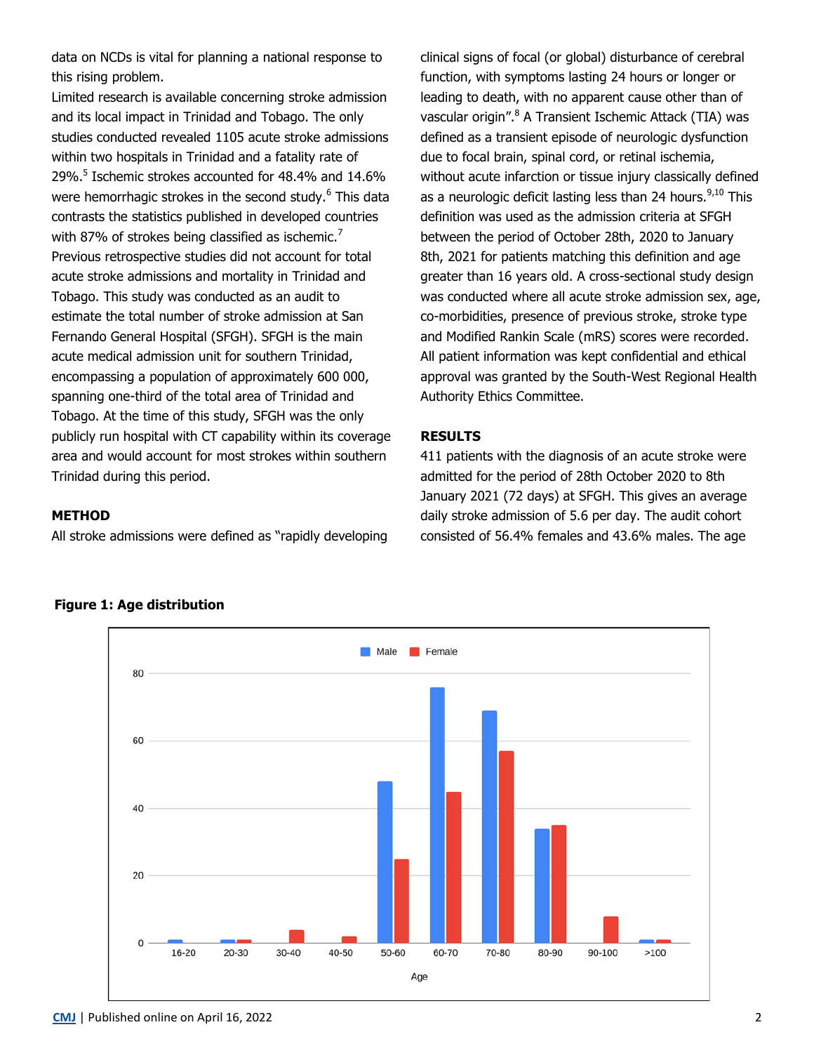data on NCDs is vital for planning a national response to this rising problem.

Limited research is available concerning stroke admission and its local impact in Trinidad and Tobago. The only studies conducted revealed 1105 acute stroke admissions within two hospitals in Trinidad and a fatality rate of 29%.[5] Ischemic strokes accounted for 48.4% and 14.6% were hemorrhagic strokes in the second study.[6] This data contrasts the statistics published in developed countries with 87% of strokes being classified as ischemic.[7] Previous retrospective studies did not account for total acute stroke admissions and mortality in Trinidad and Tobago. This study was conducted as an audit to estimate the total number of stroke admission at San Fernando General Hospital (SFGH). SFGH is the main acute medical admission unit for southern Trinidad, encompassing a population of approximately 600 000, spanning one-third of the total area of Trinidad and Tobago. At the time of this study, SFGH was the only publicly run hospital with CT capability within its coverage area and would account for most strokes within southern Trinidad during this period.

## METHOD

All stroke admissions were defined as "rapidly developing clinical signs of focal (or global) disturbance of cerebral function, with symptoms lasting 24 hours or longer or leading to death, with no apparent cause other than of vascular origin".[8] A Transient Ischemic Attack (TIA) was defined as a transient episode of neurologic dysfunction due to focal brain, spinal cord, or retinal ischemia, without acute infarction or tissue injury classically defined as a neurologic deficit lasting less than 24 hours.[9,10] This definition was used as the admission criteria at SFGH between the period of October 28th, 2020 to January 8th, 2021 for patients matching this definition and age greater than 16 years old. A cross-sectional study design was conducted where all acute stroke admission sex, age, co-morbidities, presence of previous stroke, stroke type and Modified Rankin Scale (mRS) scores were recorded. All patient information was kept confidential and ethical approval was granted by the South-West Regional Health Authority Ethics Committee.

## RESULTS

411 patients with the diagnosis of an acute stroke were admitted for the period of 28th October 2020 to 8th January 2021 (72 days) at SFGH. This gives an average daily stroke admission of 5.6 per day. The audit cohort consisted of 56.4% females and 43.6% males. The age

**Figure 1: Age distribution**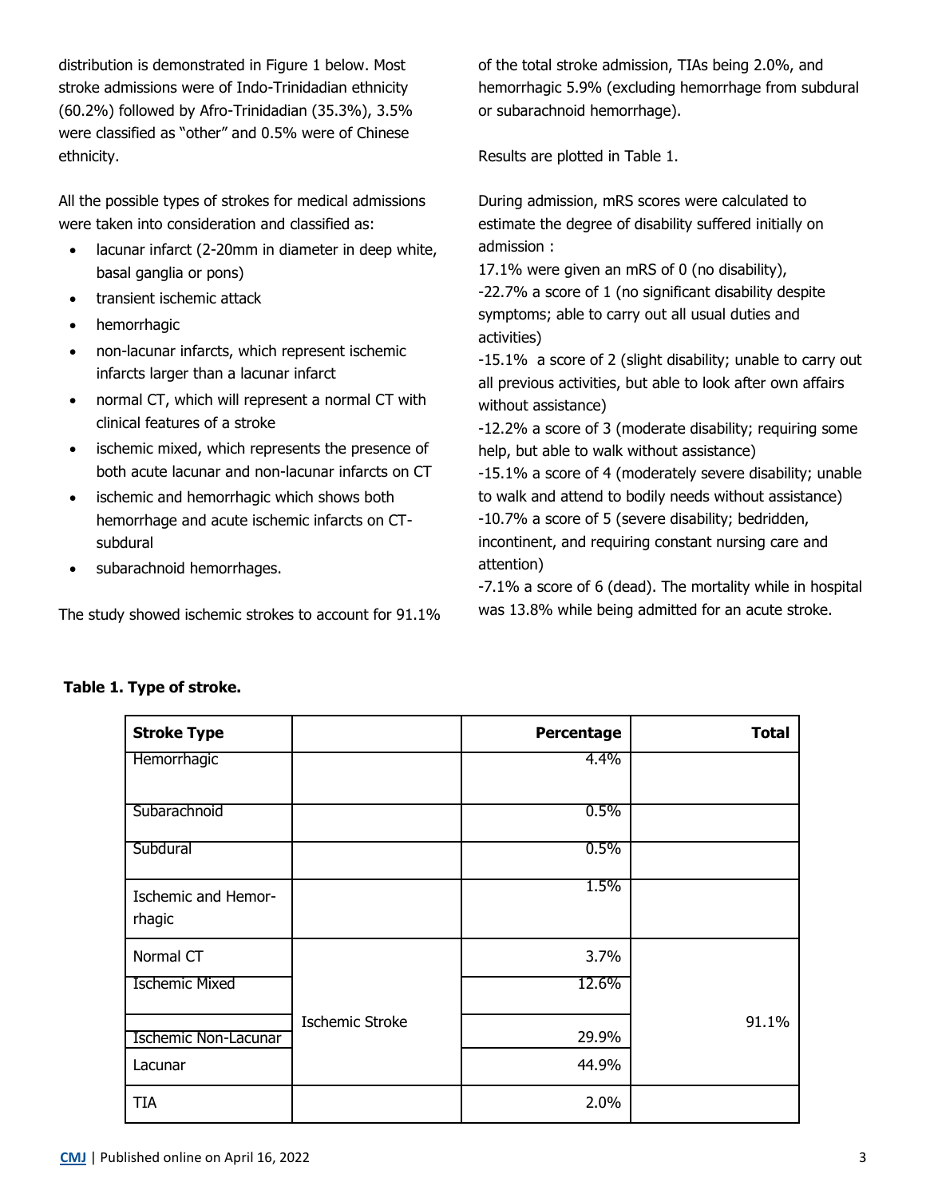distribution is demonstrated in Figure 1 below. Most stroke admissions were of Indo-Trinidadian ethnicity (60.2%) followed by Afro-Trinidadian (35.3%), 3.5% were classified as "other" and 0.5% were of Chinese ethnicity.

All the possible types of strokes for medical admissions were taken into consideration and classified as:

- lacunar infarct (2-20mm in diameter in deep white, basal ganglia or pons)
- transient ischemic attack
- hemorrhagic
- non-lacunar infarcts, which represent ischemic infarcts larger than a lacunar infarct
- normal CT, which will represent a normal CT with clinical features of a stroke
- ischemic mixed, which represents the presence of both acute lacunar and non-lacunar infarcts on CT
- ischemic and hemorrhagic which shows both hemorrhage and acute ischemic infarcts on CT- subdural
- subarachnoid hemorrhages.

The study showed ischemic strokes to account for 91.1% of the total stroke admission, TIAs being 2.0%, and hemorrhagic 5.9% (excluding hemorrhage from subdural or subarachnoid hemorrhage).

Results are plotted in Table 1.

During admission, mRS scores were calculated to estimate the degree of disability suffered initially on admission :

17.1% were given an mRS of 0 (no disability),

-22.7% a score of 1 (no significant disability despite symptoms; able to carry out all usual duties and activities)

-15.1% a score of 2 (slight disability; unable to carry out all previous activities, but able to look after own affairs without assistance)

-12.2% a score of 3 (moderate disability; requiring some help, but able to walk without assistance)

-15.1% a score of 4 (moderately severe disability; unable to walk and attend to bodily needs without assistance)

-10.7% a score of 5 (severe disability; bedridden, incontinent, and requiring constant nursing care and attention)

-7.1% a score of 6 (dead). The mortality while in hospital was 13.8% while being admitted for an acute stroke.

**Table 1. Type of stroke.**

| Stroke Type | | Percentage | Total |
|---|---|---|---|
| Hemorrhagic | | 4.4% | |
| Subarachnoid | | 0.5% | |
| Subdural | | 0.5% | |
| Ischemic and Hemorrhagic | | 1.5% | |
| Normal CT | Ischemic Stroke | 3.7% | 91.1% |
| Ischemic Mixed | | 12.6% | |
| Ischemic Non-Lacunar | | 29.9% | |
| Lacunar | | 44.9% | |
| TIA | | 2.0% | |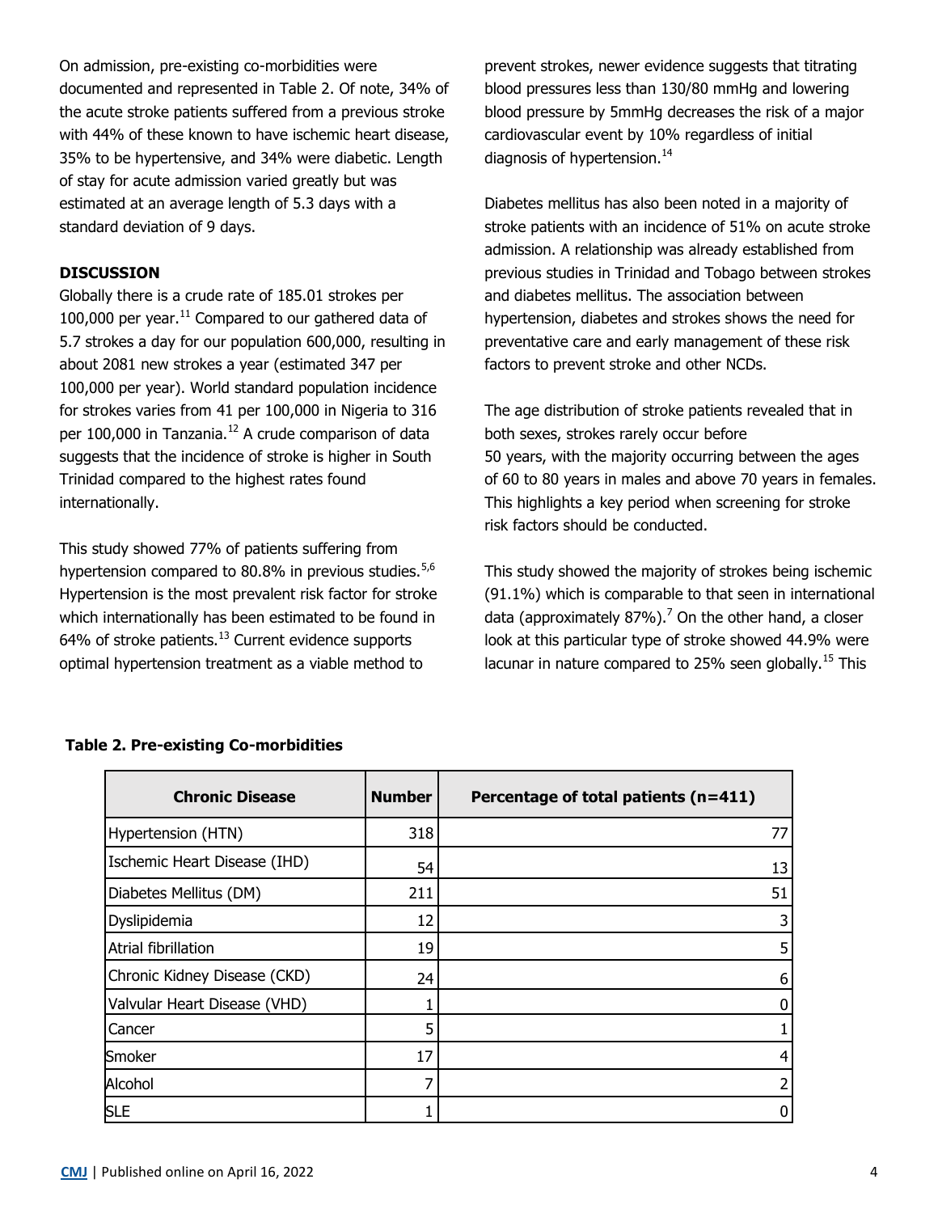On admission, pre-existing co-morbidities were documented and represented in Table 2. Of note, 34% of the acute stroke patients suffered from a previous stroke with 44% of these known to have ischemic heart disease, 35% to be hypertensive, and 34% were diabetic. Length of stay for acute admission varied greatly but was estimated at an average length of 5.3 days with a standard deviation of 9 days.

**DISCUSSION**

Globally there is a crude rate of 185.01 strokes per 100,000 per year.[11] Compared to our gathered data of 5.7 strokes a day for our population 600,000, resulting in about 2081 new strokes a year (estimated 347 per 100,000 per year). World standard population incidence for strokes varies from 41 per 100,000 in Nigeria to 316 per 100,000 in Tanzania.[12] A crude comparison of data suggests that the incidence of stroke is higher in South Trinidad compared to the highest rates found internationally.

This study showed 77% of patients suffering from hypertension compared to 80.8% in previous studies.[5,6] Hypertension is the most prevalent risk factor for stroke which internationally has been estimated to be found in 64% of stroke patients.[13] Current evidence supports optimal hypertension treatment as a viable method to prevent strokes, newer evidence suggests that titrating blood pressures less than 130/80 mmHg and lowering blood pressure by 5mmHg decreases the risk of a major cardiovascular event by 10% regardless of initial diagnosis of hypertension.[14]

Diabetes mellitus has also been noted in a majority of stroke patients with an incidence of 51% on acute stroke admission. A relationship was already established from previous studies in Trinidad and Tobago between strokes and diabetes mellitus. The association between hypertension, diabetes and strokes shows the need for preventative care and early management of these risk factors to prevent stroke and other NCDs.

The age distribution of stroke patients revealed that in both sexes, strokes rarely occur before 50 years, with the majority occurring between the ages of 60 to 80 years in males and above 70 years in females. This highlights a key period when screening for stroke risk factors should be conducted.

This study showed the majority of strokes being ischemic (91.1%) which is comparable to that seen in international data (approximately 87%).[7] On the other hand, a closer look at this particular type of stroke showed 44.9% were lacunar in nature compared to 25% seen globally.[15] This

**Table 2. Pre-existing Co-morbidities**

| Chronic Disease | Number | Percentage of total patients (n=411) |
|---|---|---|
| Hypertension (HTN) | 318 | 77 |
| Ischemic Heart Disease (IHD) | 54 | 13 |
| Diabetes Mellitus (DM) | 211 | 51 |
| Dyslipidemia | 12 | 3 |
| Atrial fibrillation | 19 | 5 |
| Chronic Kidney Disease (CKD) | 24 | 6 |
| Valvular Heart Disease (VHD) | 1 | 0 |
| Cancer | 5 | 1 |
| Smoker | 17 | 4 |
| Alcohol | 7 | 2 |
| SLE | 1 | 0 |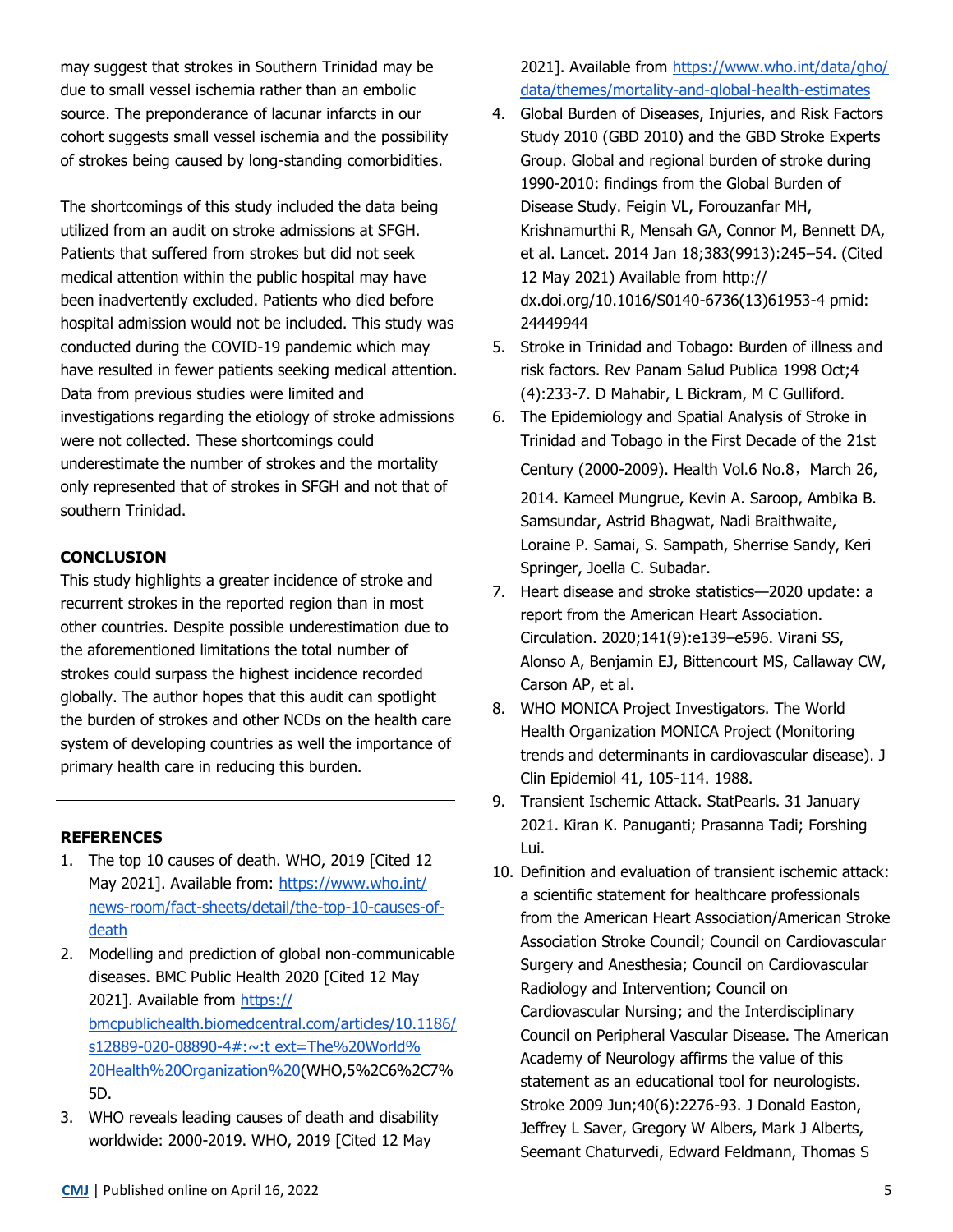may suggest that strokes in Southern Trinidad may be due to small vessel ischemia rather than an embolic source. The preponderance of lacunar infarcts in our cohort suggests small vessel ischemia and the possibility of strokes being caused by long-standing comorbidities.

The shortcomings of this study included the data being utilized from an audit on stroke admissions at SFGH. Patients that suffered from strokes but did not seek medical attention within the public hospital may have been inadvertently excluded. Patients who died before hospital admission would not be included. This study was conducted during the COVID-19 pandemic which may have resulted in fewer patients seeking medical attention. Data from previous studies were limited and investigations regarding the etiology of stroke admissions were not collected. These shortcomings could underestimate the number of strokes and the mortality only represented that of strokes in SFGH and not that of southern Trinidad.

**CONCLUSION**

This study highlights a greater incidence of stroke and recurrent strokes in the reported region than in most other countries. Despite possible underestimation due to the aforementioned limitations the total number of strokes could surpass the highest incidence recorded globally. The author hopes that this audit can spotlight the burden of strokes and other NCDs on the health care system of developing countries as well the importance of primary health care in reducing this burden.

**REFERENCES**

1. The top 10 causes of death. WHO, 2019 [Cited 12 May 2021]. Available from: https://www.who.int/news-room/fact-sheets/detail/the-top-10-causes-of-death
2. Modelling and prediction of global non-communicable diseases. BMC Public Health 2020 [Cited 12 May 2021]. Available from https://bmcpublichealth.biomedcentral.com/articles/10.1186/s12889-020-08890-4#:~:t ext=The%20World%20Health%20Organization%20(WHO,5%2C6%2C7%5D.
3. WHO reveals leading causes of death and disability worldwide: 2000-2019. WHO, 2019 [Cited 12 May 2021]. Available from https://www.who.int/data/gho/data/themes/mortality-and-global-health-estimates
4. Global Burden of Diseases, Injuries, and Risk Factors Study 2010 (GBD 2010) and the GBD Stroke Experts Group. Global and regional burden of stroke during 1990-2010: findings from the Global Burden of Disease Study. Feigin VL, Forouzanfar MH, Krishnamurthi R, Mensah GA, Connor M, Bennett DA, et al. Lancet. 2014 Jan 18;383(9913):245–54. (Cited 12 May 2021) Available from http://dx.doi.org/10.1016/S0140-6736(13)61953-4 pmid: 24449944
5. Stroke in Trinidad and Tobago: Burden of illness and risk factors. Rev Panam Salud Publica 1998 Oct;4(4):233-7. D Mahabir, L Bickram, M C Gulliford.
6. The Epidemiology and Spatial Analysis of Stroke in Trinidad and Tobago in the First Decade of the 21st Century (2000-2009). Health Vol.6 No.8，March 26, 2014. Kameel Mungrue, Kevin A. Saroop, Ambika B. Samsundar, Astrid Bhagwat, Nadi Braithwaite, Loraine P. Samai, S. Sampath, Sherrise Sandy, Keri Springer, Joella C. Subadar.
7. Heart disease and stroke statistics—2020 update: a report from the American Heart Association. Circulation. 2020;141(9):e139–e596. Virani SS, Alonso A, Benjamin EJ, Bittencourt MS, Callaway CW, Carson AP, et al.
8. WHO MONICA Project Investigators. The World Health Organization MONICA Project (Monitoring trends and determinants in cardiovascular disease). J Clin Epidemiol 41, 105-114. 1988.
9. Transient Ischemic Attack. StatPearls. 31 January 2021. Kiran K. Panuganti; Prasanna Tadi; Forshing Lui.
10. Definition and evaluation of transient ischemic attack: a scientific statement for healthcare professionals from the American Heart Association/American Stroke Association Stroke Council; Council on Cardiovascular Surgery and Anesthesia; Council on Cardiovascular Radiology and Intervention; Council on Cardiovascular Nursing; and the Interdisciplinary Council on Peripheral Vascular Disease. The American Academy of Neurology affirms the value of this statement as an educational tool for neurologists. Stroke 2009 Jun;40(6):2276-93. J Donald Easton, Jeffrey L Saver, Gregory W Albers, Mark J Alberts, Seemant Chaturvedi, Edward Feldmann, Thomas S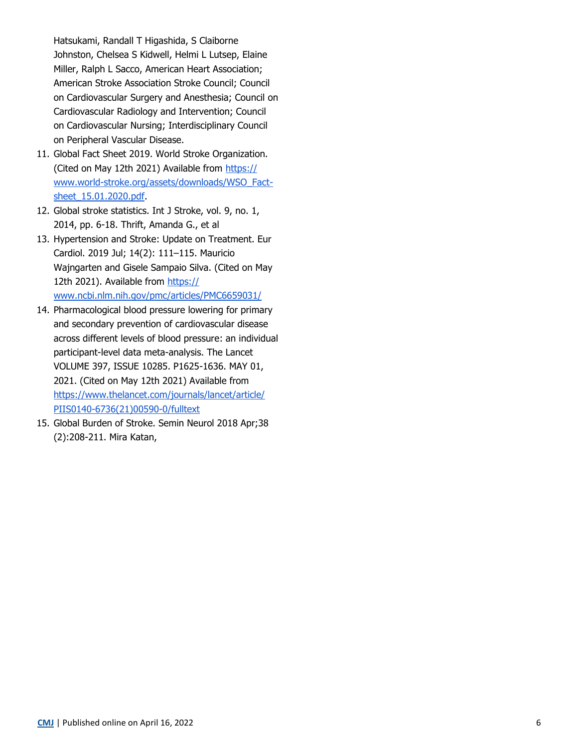Hatsukami, Randall T Higashida, S Claiborne Johnston, Chelsea S Kidwell, Helmi L Lutsep, Elaine Miller, Ralph L Sacco, American Heart Association; American Stroke Association Stroke Council; Council on Cardiovascular Surgery and Anesthesia; Council on Cardiovascular Radiology and Intervention; Council on Cardiovascular Nursing; Interdisciplinary Council on Peripheral Vascular Disease.

11. Global Fact Sheet 2019. World Stroke Organization. (Cited on May 12th 2021) Available from https://www.world-stroke.org/assets/downloads/WSO_Fact-sheet_15.01.2020.pdf.
12. Global stroke statistics. Int J Stroke, vol. 9, no. 1, 2014, pp. 6-18. Thrift, Amanda G., et al
13. Hypertension and Stroke: Update on Treatment. Eur Cardiol. 2019 Jul; 14(2): 111–115. Mauricio Wajngarten and Gisele Sampaio Silva. (Cited on May 12th 2021). Available from https://www.ncbi.nlm.nih.gov/pmc/articles/PMC6659031/
14. Pharmacological blood pressure lowering for primary and secondary prevention of cardiovascular disease across different levels of blood pressure: an individual participant-level data meta-analysis. The Lancet VOLUME 397, ISSUE 10285. P1625-1636. MAY 01, 2021. (Cited on May 12th 2021) Available from https://www.thelancet.com/journals/lancet/article/PIIS0140-6736(21)00590-0/fulltext
15. Global Burden of Stroke. Semin Neurol 2018 Apr;38 (2):208-211. Mira Katan,